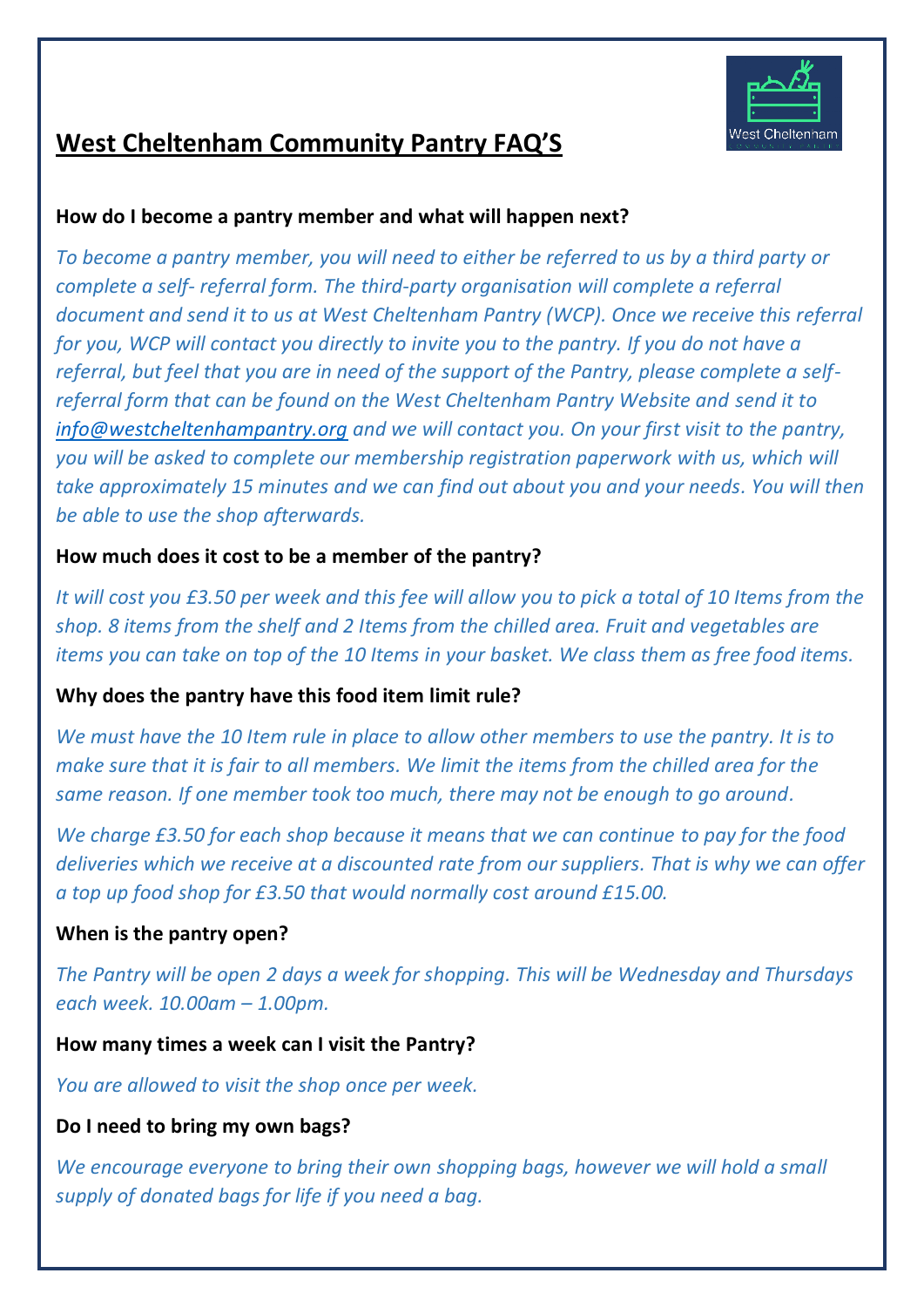# West Cheltenham Community Pantry FAQ'S

**How do I become a pantry member and what will happen next?**

*To become a pantry member, you will need to either be referred to us by a third party or complete a self- referral form. The third-party organisation will complete a referral document and send it to us at West Cheltenham Pantry (WCP). Once we receive this referral for you, WCP will contact you directly to invite you to the pantry. If you do not have a referral, but feel that you are in need of the support of the Pantry, please complete a self-referral form that can be found on the West Cheltenham Pantry Website and send it to [info@westcheltenhampantry.org](mailto:info@westcheltenhampantry.org) and we will contact you. On your first visit to the pantry, you will be asked to complete our membership registration paperwork with us, which will take approximately 15 minutes and we can find out about you and your needs. You will then be able to use the shop afterwards.*

**How much does it cost to be a member of the pantry?**

*It will cost you £3.50 per week and this fee will allow you to pick a total of 10 Items from the shop. 8 items from the shelf and 2 Items from the chilled area. Fruit and vegetables are items you can take on top of the 10 Items in your basket. We class them as free food items.*

**Why does the pantry have this food item limit rule?**

*We must have the 10 Item rule in place to allow other members to use the pantry. It is to make sure that it is fair to all members. We limit the items from the chilled area for the same reason. If one member took too much, there may not be enough to go around.*

*We charge £3.50 for each shop because it means that we can continue to pay for the food deliveries which we receive at a discounted rate from our suppliers. That is why we can offer a top up food shop for £3.50 that would normally cost around £15.00.*

**When is the pantry open?**

*The Pantry will be open 2 days a week for shopping. This will be Wednesday and Thursdays each week. 10.00am – 1.00pm.*

**How many times a week can I visit the Pantry?**

*You are allowed to visit the shop once per week.*

**Do I need to bring my own bags?**

*We encourage everyone to bring their own shopping bags, however we will hold a small supply of donated bags for life if you need a bag.*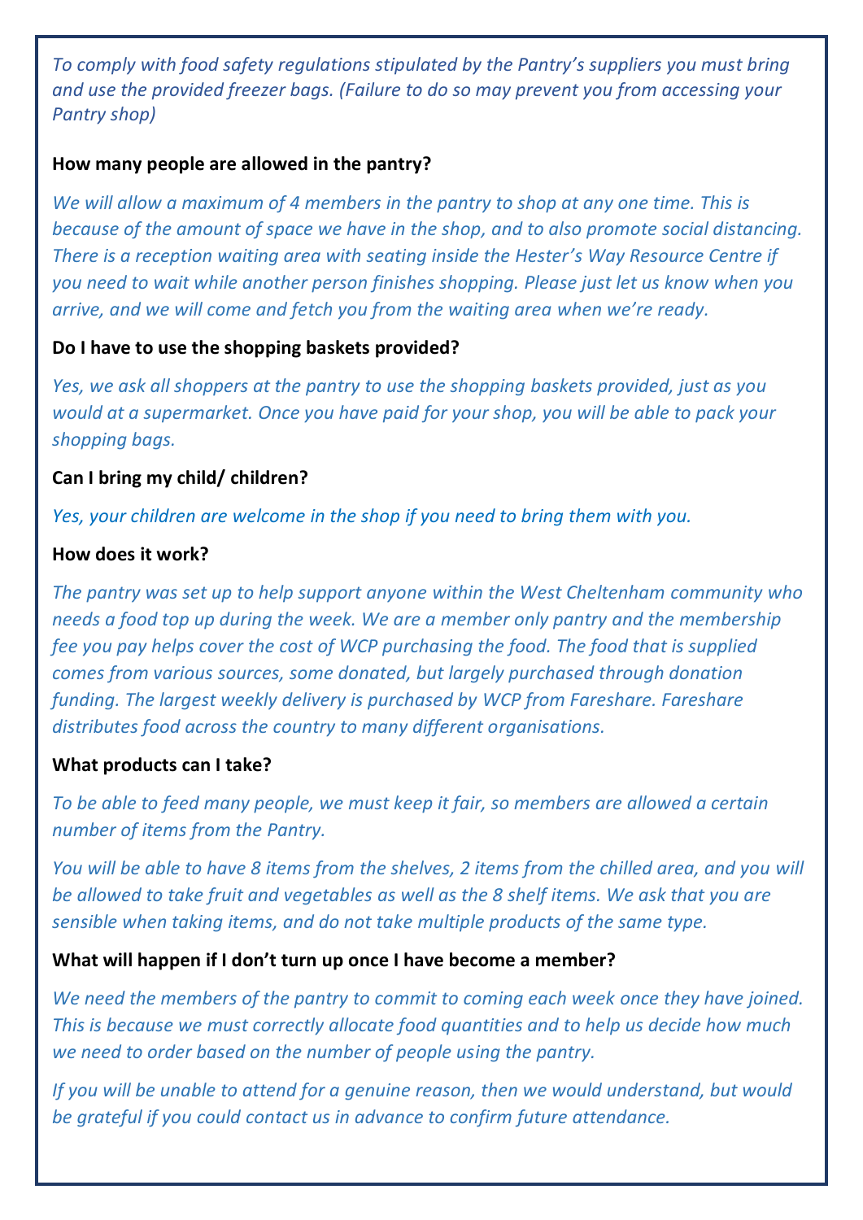*To comply with food safety regulations stipulated by the Pantry's suppliers you must bring and use the provided freezer bags. (Failure to do so may prevent you from accessing your Pantry shop)*

**How many people are allowed in the pantry?**

*We will allow a maximum of 4 members in the pantry to shop at any one time. This is because of the amount of space we have in the shop, and to also promote social distancing. There is a reception waiting area with seating inside the Hester's Way Resource Centre if you need to wait while another person finishes shopping. Please just let us know when you arrive, and we will come and fetch you from the waiting area when we're ready.*

**Do I have to use the shopping baskets provided?**

*Yes, we ask all shoppers at the pantry to use the shopping baskets provided, just as you would at a supermarket. Once you have paid for your shop, you will be able to pack your shopping bags.*

**Can I bring my child/ children?**

*Yes, your children are welcome in the shop if you need to bring them with you.*

**How does it work?**

*The pantry was set up to help support anyone within the West Cheltenham community who needs a food top up during the week. We are a member only pantry and the membership fee you pay helps cover the cost of WCP purchasing the food. The food that is supplied comes from various sources, some donated, but largely purchased through donation funding. The largest weekly delivery is purchased by WCP from Fareshare. Fareshare distributes food across the country to many different organisations.*

**What products can I take?**

*To be able to feed many people, we must keep it fair, so members are allowed a certain number of items from the Pantry.*

*You will be able to have 8 items from the shelves, 2 items from the chilled area, and you will be allowed to take fruit and vegetables as well as the 8 shelf items. We ask that you are sensible when taking items, and do not take multiple products of the same type.*

**What will happen if I don't turn up once I have become a member?**

*We need the members of the pantry to commit to coming each week once they have joined. This is because we must correctly allocate food quantities and to help us decide how much we need to order based on the number of people using the pantry.*

*If you will be unable to attend for a genuine reason, then we would understand, but would be grateful if you could contact us in advance to confirm future attendance.*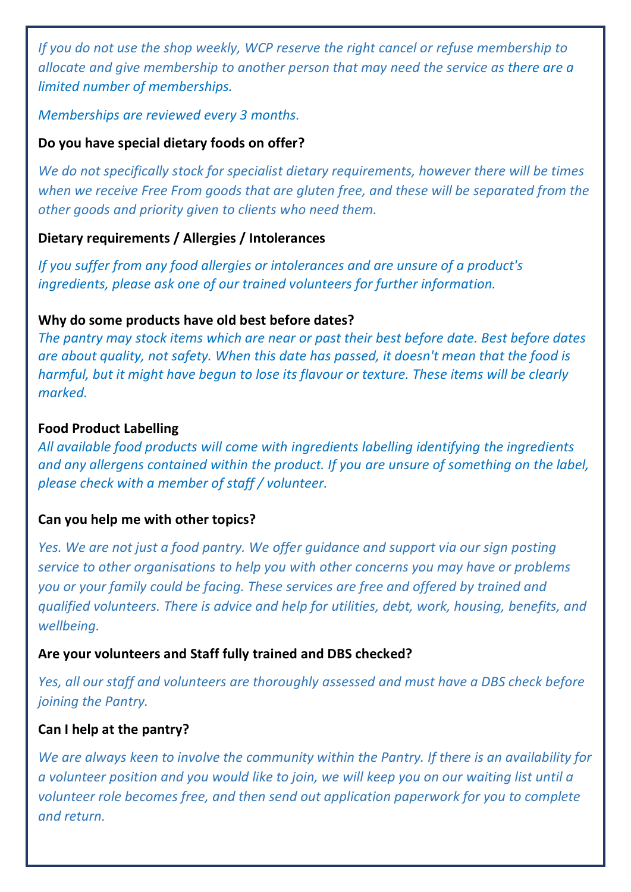*If you do not use the shop weekly, WCP reserve the right cancel or refuse membership to allocate and give membership to another person that may need the service as there are a limited number of memberships.*

*Memberships are reviewed every 3 months.*

**Do you have special dietary foods on offer?**

*We do not specifically stock for specialist dietary requirements, however there will be times when we receive Free From goods that are gluten free, and these will be separated from the other goods and priority given to clients who need them.*

**Dietary requirements / Allergies / Intolerances**

*If you suffer from any food allergies or intolerances and are unsure of a product's ingredients, please ask one of our trained volunteers for further information.*

**Why do some products have old best before dates?**

*The pantry may stock items which are near or past their best before date. Best before dates are about quality, not safety. When this date has passed, it doesn't mean that the food is harmful, but it might have begun to lose its flavour or texture. These items will be clearly marked.*

**Food Product Labelling**

*All available food products will come with ingredients labelling identifying the ingredients and any allergens contained within the product. If you are unsure of something on the label, please check with a member of staff / volunteer.*

**Can you help me with other topics?**

*Yes. We are not just a food pantry. We offer guidance and support via our sign posting service to other organisations to help you with other concerns you may have or problems you or your family could be facing. These services are free and offered by trained and qualified volunteers. There is advice and help for utilities, debt, work, housing, benefits, and wellbeing.*

**Are your volunteers and Staff fully trained and DBS checked?**

*Yes, all our staff and volunteers are thoroughly assessed and must have a DBS check before joining the Pantry.*

**Can I help at the pantry?**

*We are always keen to involve the community within the Pantry. If there is an availability for a volunteer position and you would like to join, we will keep you on our waiting list until a volunteer role becomes free, and then send out application paperwork for you to complete and return.*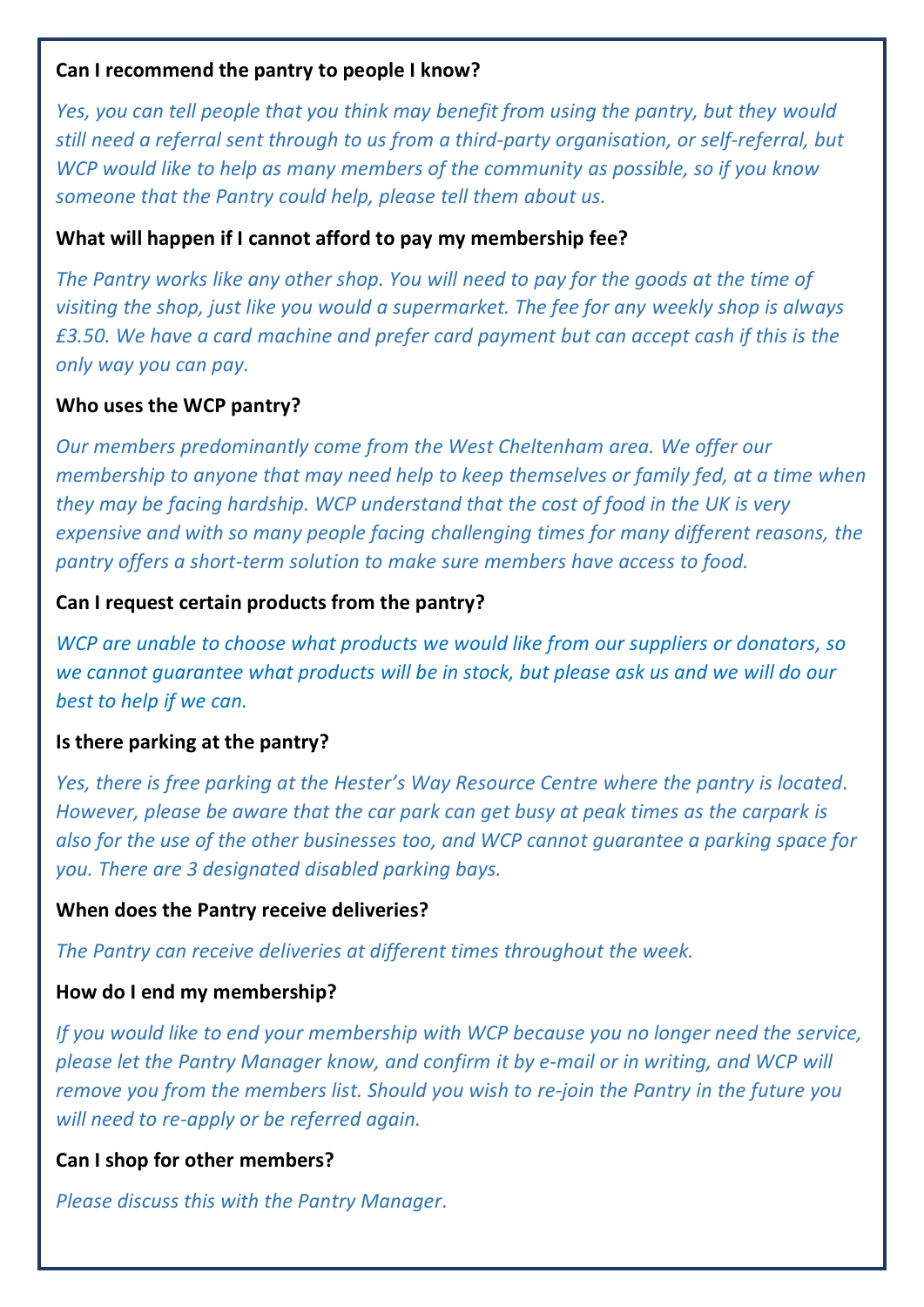**Can I recommend the pantry to people I know?**

*Yes, you can tell people that you think may benefit from using the pantry, but they would still need a referral sent through to us from a third-party organisation, or self-referral, but WCP would like to help as many members of the community as possible, so if you know someone that the Pantry could help, please tell them about us.*

**What will happen if I cannot afford to pay my membership fee?**

*The Pantry works like any other shop. You will need to pay for the goods at the time of visiting the shop, just like you would a supermarket. The fee for any weekly shop is always £3.50. We have a card machine and prefer card payment but can accept cash if this is the only way you can pay.*

**Who uses the WCP pantry?**

*Our members predominantly come from the West Cheltenham area. We offer our membership to anyone that may need help to keep themselves or family fed, at a time when they may be facing hardship. WCP understand that the cost of food in the UK is very expensive and with so many people facing challenging times for many different reasons, the pantry offers a short-term solution to make sure members have access to food.*

**Can I request certain products from the pantry?**

*WCP are unable to choose what products we would like from our suppliers or donators, so we cannot guarantee what products will be in stock, but please ask us and we will do our best to help if we can.*

**Is there parking at the pantry?**

*Yes, there is free parking at the Hester's Way Resource Centre where the pantry is located. However, please be aware that the car park can get busy at peak times as the carpark is also for the use of the other businesses too, and WCP cannot guarantee a parking space for you. There are 3 designated disabled parking bays.*

**When does the Pantry receive deliveries?**

*The Pantry can receive deliveries at different times throughout the week.*

**How do I end my membership?**

*If you would like to end your membership with WCP because you no longer need the service, please let the Pantry Manager know, and confirm it by e-mail or in writing, and WCP will remove you from the members list. Should you wish to re-join the Pantry in the future you will need to re-apply or be referred again.*

**Can I shop for other members?**

*Please discuss this with the Pantry Manager.*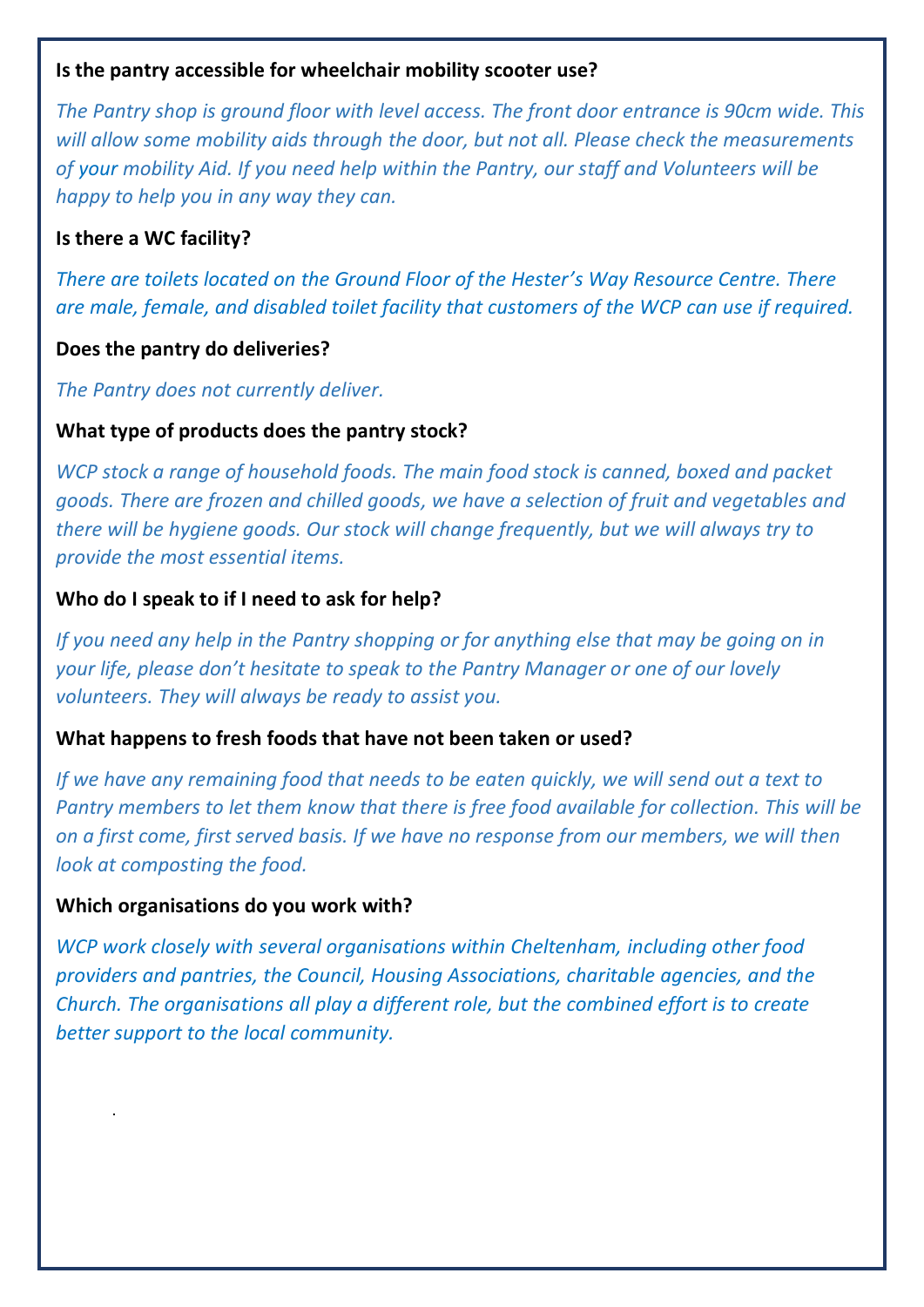**Is the pantry accessible for wheelchair mobility scooter use?**

*The Pantry shop is ground floor with level access. The front door entrance is 90cm wide. This will allow some mobility aids through the door, but not all. Please check the measurements of your mobility Aid. If you need help within the Pantry, our staff and Volunteers will be happy to help you in any way they can.*

**Is there a WC facility?**

*There are toilets located on the Ground Floor of the Hester's Way Resource Centre. There are male, female, and disabled toilet facility that customers of the WCP can use if required.*

**Does the pantry do deliveries?**

*The Pantry does not currently deliver.*

**What type of products does the pantry stock?**

*WCP stock a range of household foods. The main food stock is canned, boxed and packet goods. There are frozen and chilled goods, we have a selection of fruit and vegetables and there will be hygiene goods. Our stock will change frequently, but we will always try to provide the most essential items.*

**Who do I speak to if I need to ask for help?**

*If you need any help in the Pantry shopping or for anything else that may be going on in your life, please don't hesitate to speak to the Pantry Manager or one of our lovely volunteers. They will always be ready to assist you.*

**What happens to fresh foods that have not been taken or used?**

*If we have any remaining food that needs to be eaten quickly, we will send out a text to Pantry members to let them know that there is free food available for collection. This will be on a first come, first served basis. If we have no response from our members, we will then look at composting the food.*

**Which organisations do you work with?**

*WCP work closely with several organisations within Cheltenham, including other food providers and pantries, the Council, Housing Associations, charitable agencies, and the Church. The organisations all play a different role, but the combined effort is to create better support to the local community.*